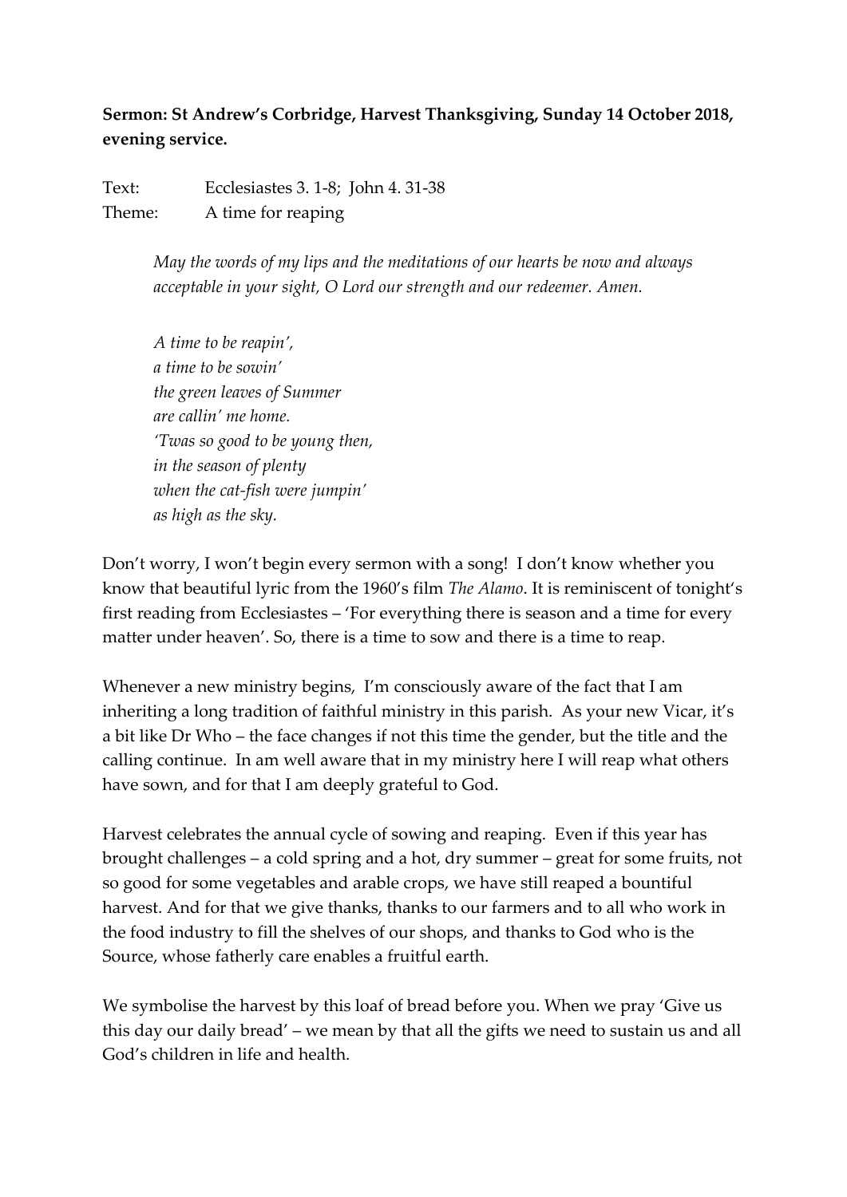**Sermon: St Andrew's Corbridge, Harvest Thanksgiving, Sunday 14 October 2018, evening service.**

Text: Ecclesiastes 3. 1-8; John 4. 31-38
Theme: A time for reaping

> *May the words of my lips and the meditations of our hearts be now and always acceptable in your sight, O Lord our strength and our redeemer. Amen.*
>
> *A time to be reapin',*
> *a time to be sowin'*
> *the green leaves of Summer*
> *are callin' me home.*
> *'Twas so good to be young then,*
> *in the season of plenty*
> *when the cat-fish were jumpin'*
> *as high as the sky.*

Don't worry, I won't begin every sermon with a song! I don't know whether you know that beautiful lyric from the 1960's film *The Alamo*. It is reminiscent of tonight's first reading from Ecclesiastes – 'For everything there is season and a time for every matter under heaven'. So, there is a time to sow and there is a time to reap.

Whenever a new ministry begins, I'm consciously aware of the fact that I am inheriting a long tradition of faithful ministry in this parish. As your new Vicar, it's a bit like Dr Who – the face changes if not this time the gender, but the title and the calling continue. In am well aware that in my ministry here I will reap what others have sown, and for that I am deeply grateful to God.

Harvest celebrates the annual cycle of sowing and reaping. Even if this year has brought challenges – a cold spring and a hot, dry summer – great for some fruits, not so good for some vegetables and arable crops, we have still reaped a bountiful harvest. And for that we give thanks, thanks to our farmers and to all who work in the food industry to fill the shelves of our shops, and thanks to God who is the Source, whose fatherly care enables a fruitful earth.

We symbolise the harvest by this loaf of bread before you. When we pray 'Give us this day our daily bread' – we mean by that all the gifts we need to sustain us and all God's children in life and health.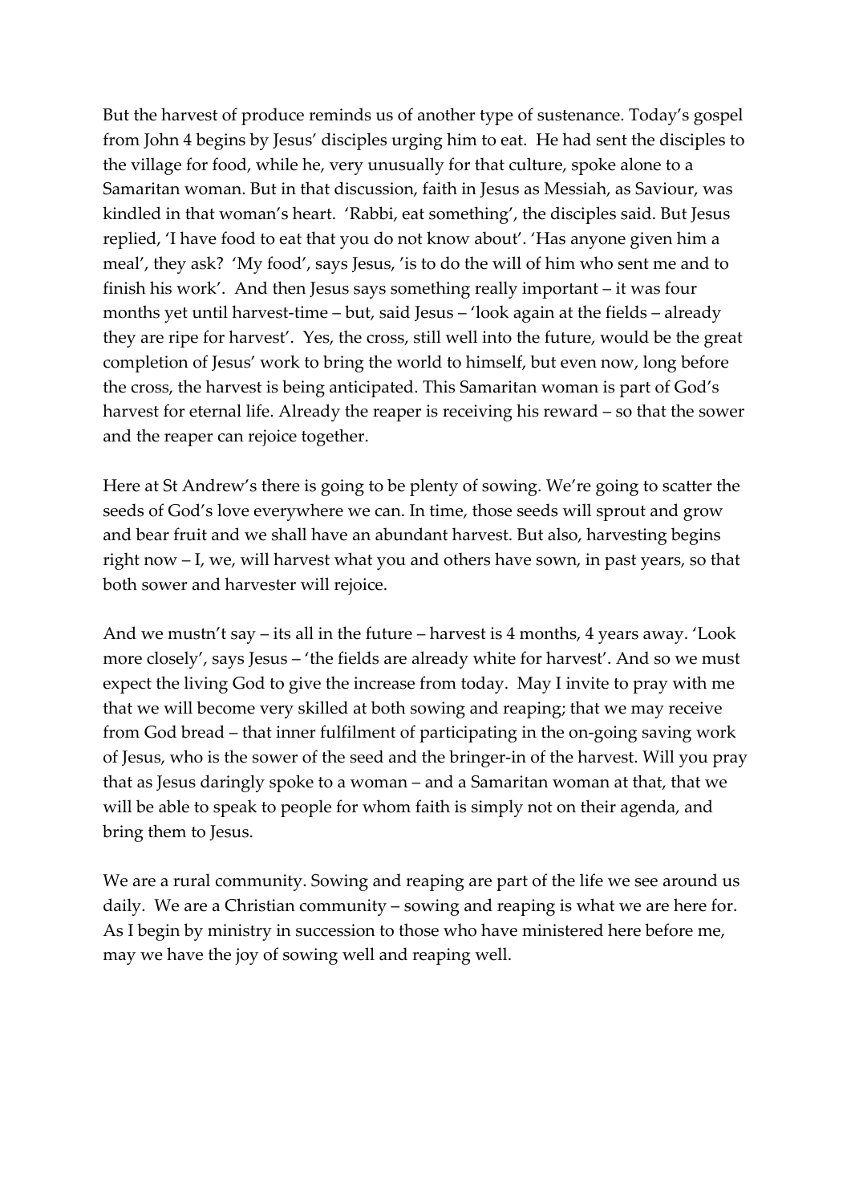But the harvest of produce reminds us of another type of sustenance. Today's gospel from John 4 begins by Jesus' disciples urging him to eat. He had sent the disciples to the village for food, while he, very unusually for that culture, spoke alone to a Samaritan woman. But in that discussion, faith in Jesus as Messiah, as Saviour, was kindled in that woman's heart. 'Rabbi, eat something', the disciples said. But Jesus replied, 'I have food to eat that you do not know about'. 'Has anyone given him a meal', they ask? 'My food', says Jesus, 'is to do the will of him who sent me and to finish his work'. And then Jesus says something really important – it was four months yet until harvest-time – but, said Jesus – 'look again at the fields – already they are ripe for harvest'. Yes, the cross, still well into the future, would be the great completion of Jesus' work to bring the world to himself, but even now, long before the cross, the harvest is being anticipated. This Samaritan woman is part of God's harvest for eternal life. Already the reaper is receiving his reward – so that the sower and the reaper can rejoice together.

Here at St Andrew's there is going to be plenty of sowing. We're going to scatter the seeds of God's love everywhere we can. In time, those seeds will sprout and grow and bear fruit and we shall have an abundant harvest. But also, harvesting begins right now – I, we, will harvest what you and others have sown, in past years, so that both sower and harvester will rejoice.

And we mustn't say – its all in the future – harvest is 4 months, 4 years away. 'Look more closely', says Jesus – 'the fields are already white for harvest'. And so we must expect the living God to give the increase from today. May I invite to pray with me that we will become very skilled at both sowing and reaping; that we may receive from God bread – that inner fulfilment of participating in the on-going saving work of Jesus, who is the sower of the seed and the bringer-in of the harvest. Will you pray that as Jesus daringly spoke to a woman – and a Samaritan woman at that, that we will be able to speak to people for whom faith is simply not on their agenda, and bring them to Jesus.

We are a rural community. Sowing and reaping are part of the life we see around us daily. We are a Christian community – sowing and reaping is what we are here for. As I begin by ministry in succession to those who have ministered here before me, may we have the joy of sowing well and reaping well.